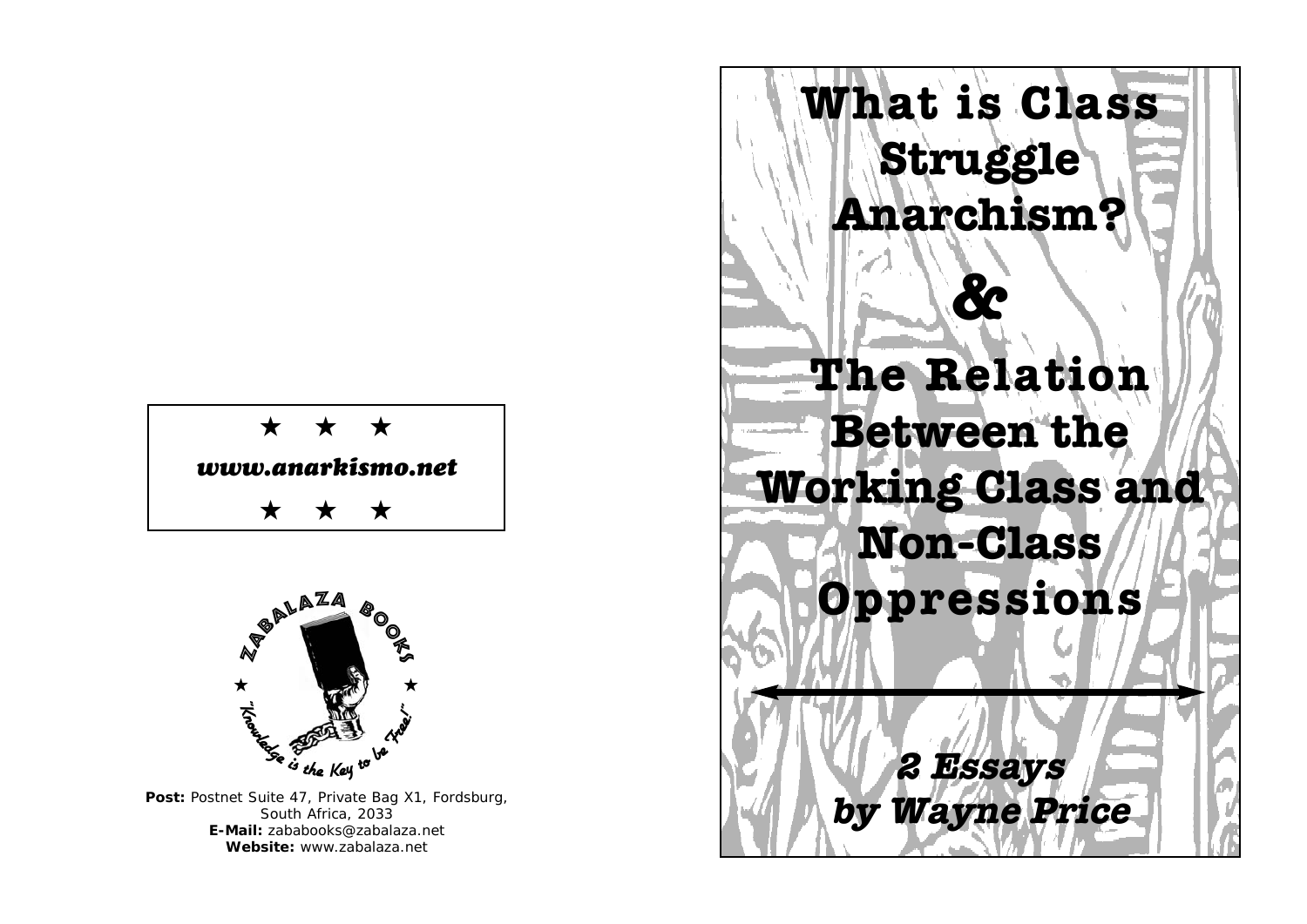★ ★ ★

***www.anarkismo.net***

★ ★ ★

ZABALAZA BOOKS

"Knowledge is the Key to be Free!"

**Post:** Postnet Suite 47, Private Bag X1, Fordsburg, South Africa, 2033
**E-Mail:** zababooks@zabalaza.net
**Website:** www.zabalaza.net

# What is Class Struggle Anarchism?

# &

# The Relation Between the Working Class and Non-Class Oppressions

***2 Essays by Wayne Price***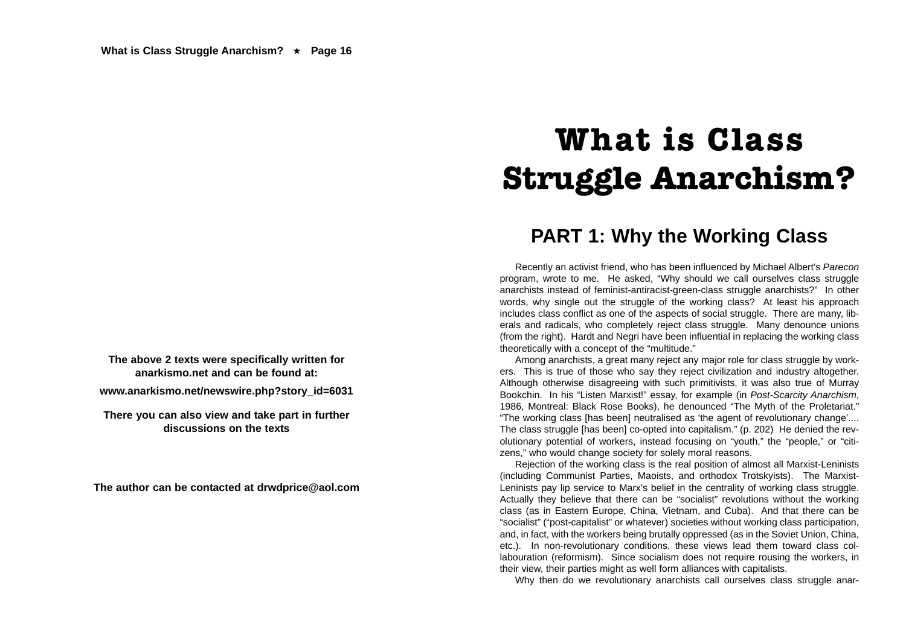The above 2 texts were specifically written for anarkismo.net and can be found at:

www.anarkismo.net/newswire.php?story_id=6031

There you can also view and take part in further discussions on the texts

The author can be contacted at drwdprice@aol.com

# What is Class Struggle Anarchism?

## PART 1: Why the Working Class

Recently an activist friend, who has been influenced by Michael Albert's *Parecon* program, wrote to me. He asked, "Why should we call ourselves class struggle anarchists instead of feminist-antiracist-green-class struggle anarchists?" In other words, why single out the struggle of the working class? At least his approach includes class conflict as one of the aspects of social struggle. There are many, liberals and radicals, who completely reject class struggle. Many denounce unions (from the right). Hardt and Negri have been influential in replacing the working class theoretically with a concept of the "multitude."

Among anarchists, a great many reject any major role for class struggle by workers. This is true of those who say they reject civilization and industry altogether. Although otherwise disagreeing with such primitivists, it was also true of Murray Bookchin. In his "Listen Marxist!" essay, for example (in *Post-Scarcity Anarchism*, 1986, Montreal: Black Rose Books), he denounced "The Myth of the Proletariat." "The working class [has been] neutralised as 'the agent of revolutionary change'.... The class struggle [has been] co-opted into capitalism." (p. 202) He denied the revolutionary potential of workers, instead focusing on "youth," the "people," or "citizens," who would change society for solely moral reasons.

Rejection of the working class is the real position of almost all Marxist-Leninists (including Communist Parties, Maoists, and orthodox Trotskyists). The Marxist-Leninists pay lip service to Marx's belief in the centrality of working class struggle. Actually they believe that there can be "socialist" revolutions without the working class (as in Eastern Europe, China, Vietnam, and Cuba). And that there can be "socialist" ("post-capitalist" or whatever) societies without working class participation, and, in fact, with the workers being brutally oppressed (as in the Soviet Union, China, etc.). In non-revolutionary conditions, these views lead them toward class collabouration (reformism). Since socialism does not require rousing the workers, in their view, their parties might as well form alliances with capitalists.

Why then do we revolutionary anarchists call ourselves class struggle anar-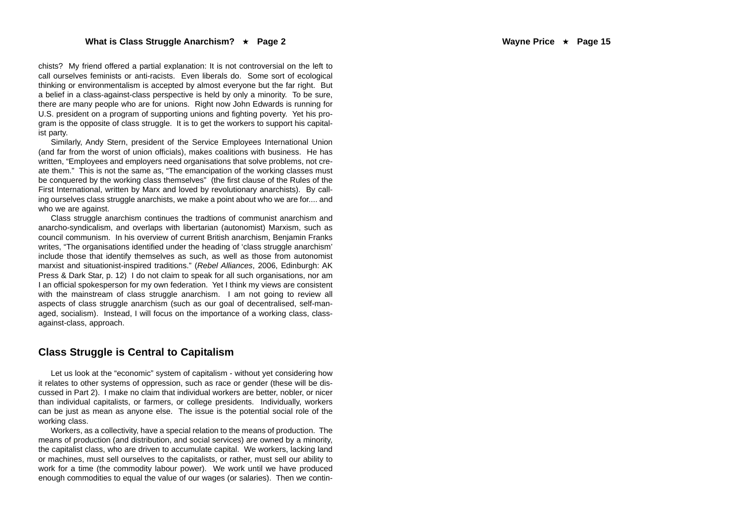chists? My friend offered a partial explanation: It is not controversial on the left to call ourselves feminists or anti-racists. Even liberals do. Some sort of ecological thinking or environmentalism is accepted by almost everyone but the far right. But a belief in a class-against-class perspective is held by only a minority. To be sure, there are many people who are for unions. Right now John Edwards is running for U.S. president on a program of supporting unions and fighting poverty. Yet his program is the opposite of class struggle. It is to get the workers to support his capitalist party.

Similarly, Andy Stern, president of the Service Employees International Union (and far from the worst of union officials), makes coalitions with business. He has written, "Employees and employers need organisations that solve problems, not create them." This is not the same as, "The emancipation of the working classes must be conquered by the working class themselves" (the first clause of the Rules of the First International, written by Marx and loved by revolutionary anarchists). By calling ourselves class struggle anarchists, we make a point about who we are for.... and who we are against.

Class struggle anarchism continues the tradtions of communist anarchism and anarcho-syndicalism, and overlaps with libertarian (autonomist) Marxism, such as council communism. In his overview of current British anarchism, Benjamin Franks writes, "The organisations identified under the heading of 'class struggle anarchism' include those that identify themselves as such, as well as those from autonomist marxist and situationist-inspired traditions." (*Rebel Alliances*, 2006, Edinburgh: AK Press & Dark Star, p. 12) I do not claim to speak for all such organisations, nor am I an official spokesperson for my own federation. Yet I think my views are consistent with the mainstream of class struggle anarchism. I am not going to review all aspects of class struggle anarchism (such as our goal of decentralised, self-managed, socialism). Instead, I will focus on the importance of a working class, class-against-class, approach.

## Class Struggle is Central to Capitalism

Let us look at the "economic" system of capitalism - without yet considering how it relates to other systems of oppression, such as race or gender (these will be discussed in Part 2). I make no claim that individual workers are better, nobler, or nicer than individual capitalists, or farmers, or college presidents. Individually, workers can be just as mean as anyone else. The issue is the potential social role of the working class.

Workers, as a collectivity, have a special relation to the means of production. The means of production (and distribution, and social services) are owned by a minority, the capitalist class, who are driven to accumulate capital. We workers, lacking land or machines, must sell ourselves to the capitalists, or rather, must sell our ability to work for a time (the commodity labour power). We work until we have produced enough commodities to equal the value of our wages (or salaries). Then we contin-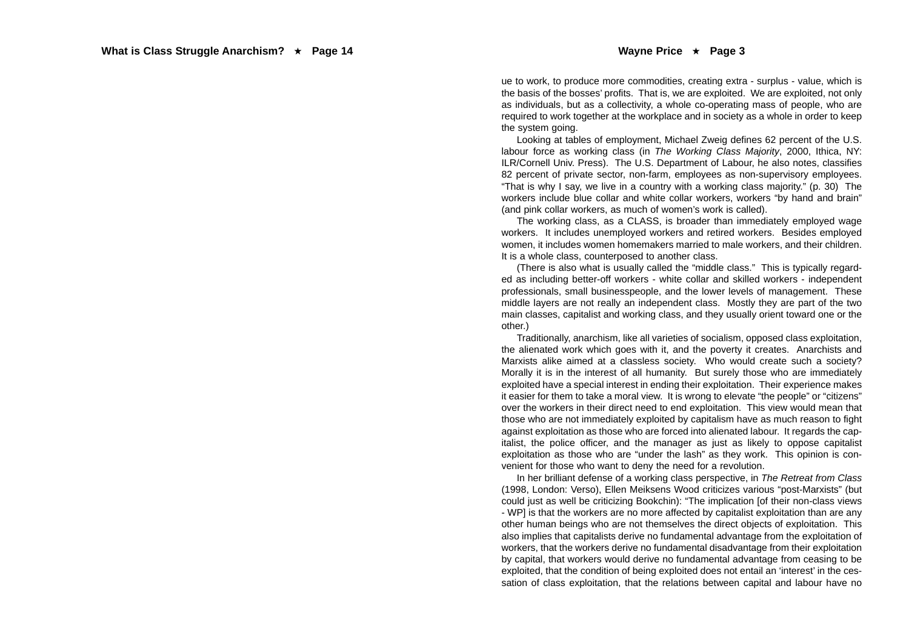ue to work, to produce more commodities, creating extra - surplus - value, which is the basis of the bosses' profits. That is, we are exploited. We are exploited, not only as individuals, but as a collectivity, a whole co-operating mass of people, who are required to work together at the workplace and in society as a whole in order to keep the system going.

Looking at tables of employment, Michael Zweig defines 62 percent of the U.S. labour force as working class (in *The Working Class Majority*, 2000, Ithica, NY: ILR/Cornell Univ. Press). The U.S. Department of Labour, he also notes, classifies 82 percent of private sector, non-farm, employees as non-supervisory employees. "That is why I say, we live in a country with a working class majority." (p. 30) The workers include blue collar and white collar workers, workers "by hand and brain" (and pink collar workers, as much of women's work is called).

The working class, as a CLASS, is broader than immediately employed wage workers. It includes unemployed workers and retired workers. Besides employed women, it includes women homemakers married to male workers, and their children. It is a whole class, counterposed to another class.

(There is also what is usually called the "middle class." This is typically regarded as including better-off workers - white collar and skilled workers - independent professionals, small businesspeople, and the lower levels of management. These middle layers are not really an independent class. Mostly they are part of the two main classes, capitalist and working class, and they usually orient toward one or the other.)

Traditionally, anarchism, like all varieties of socialism, opposed class exploitation, the alienated work which goes with it, and the poverty it creates. Anarchists and Marxists alike aimed at a classless society. Who would create such a society? Morally it is in the interest of all humanity. But surely those who are immediately exploited have a special interest in ending their exploitation. Their experience makes it easier for them to take a moral view. It is wrong to elevate "the people" or "citizens" over the workers in their direct need to end exploitation. This view would mean that those who are not immediately exploited by capitalism have as much reason to fight against exploitation as those who are forced into alienated labour. It regards the capitalist, the police officer, and the manager as just as likely to oppose capitalist exploitation as those who are "under the lash" as they work. This opinion is convenient for those who want to deny the need for a revolution.

In her brilliant defense of a working class perspective, in *The Retreat from Class* (1998, London: Verso), Ellen Meiksens Wood criticizes various "post-Marxists" (but could just as well be criticizing Bookchin): "The implication [of their non-class views - WP] is that the workers are no more affected by capitalist exploitation than are any other human beings who are not themselves the direct objects of exploitation. This also implies that capitalists derive no fundamental advantage from the exploitation of workers, that the workers derive no fundamental disadvantage from their exploitation by capital, that workers would derive no fundamental advantage from ceasing to be exploited, that the condition of being exploited does not entail an 'interest' in the cessation of class exploitation, that the relations between capital and labour have no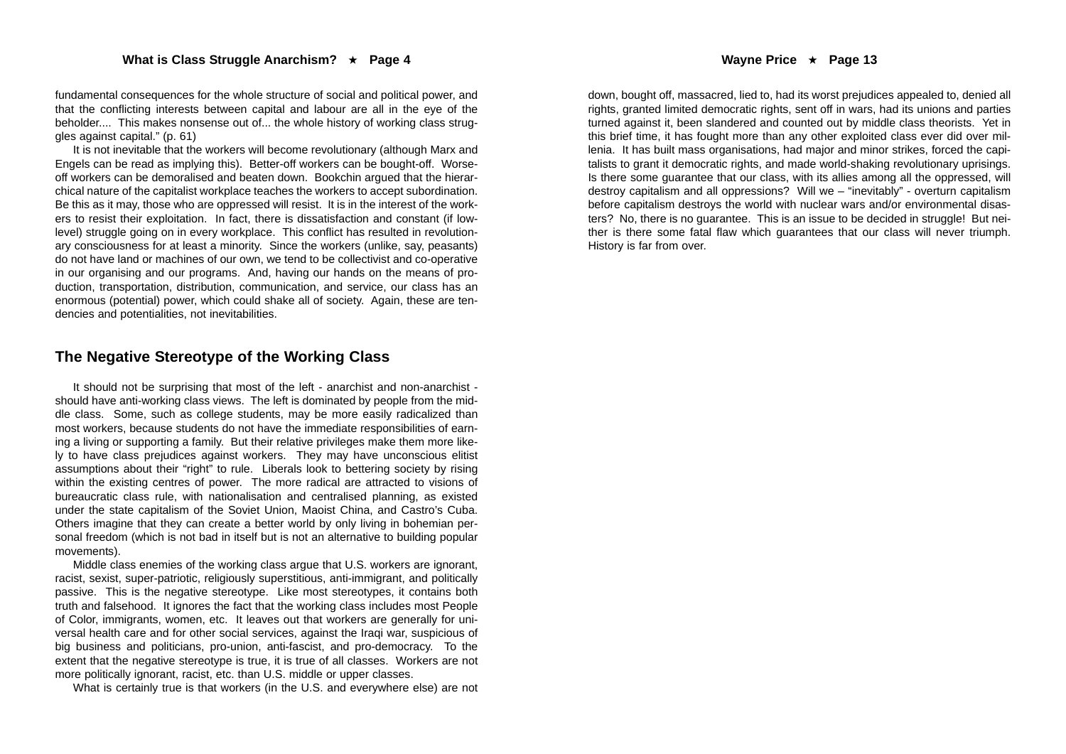fundamental consequences for the whole structure of social and political power, and that the conflicting interests between capital and labour are all in the eye of the beholder.... This makes nonsense out of... the whole history of working class struggles against capital." (p. 61)

It is not inevitable that the workers will become revolutionary (although Marx and Engels can be read as implying this). Better-off workers can be bought-off. Worse-off workers can be demoralised and beaten down. Bookchin argued that the hierarchical nature of the capitalist workplace teaches the workers to accept subordination. Be this as it may, those who are oppressed will resist. It is in the interest of the workers to resist their exploitation. In fact, there is dissatisfaction and constant (if low-level) struggle going on in every workplace. This conflict has resulted in revolutionary consciousness for at least a minority. Since the workers (unlike, say, peasants) do not have land or machines of our own, we tend to be collectivist and co-operative in our organising and our programs. And, having our hands on the means of production, transportation, distribution, communication, and service, our class has an enormous (potential) power, which could shake all of society. Again, these are tendencies and potentialities, not inevitabilities.

## The Negative Stereotype of the Working Class

It should not be surprising that most of the left - anarchist and non-anarchist - should have anti-working class views. The left is dominated by people from the middle class. Some, such as college students, may be more easily radicalized than most workers, because students do not have the immediate responsibilities of earning a living or supporting a family. But their relative privileges make them more likely to have class prejudices against workers. They may have unconscious elitist assumptions about their "right" to rule. Liberals look to bettering society by rising within the existing centres of power. The more radical are attracted to visions of bureaucratic class rule, with nationalisation and centralised planning, as existed under the state capitalism of the Soviet Union, Maoist China, and Castro's Cuba. Others imagine that they can create a better world by only living in bohemian personal freedom (which is not bad in itself but is not an alternative to building popular movements).

Middle class enemies of the working class argue that U.S. workers are ignorant, racist, sexist, super-patriotic, religiously superstitious, anti-immigrant, and politically passive. This is the negative stereotype. Like most stereotypes, it contains both truth and falsehood. It ignores the fact that the working class includes most People of Color, immigrants, women, etc. It leaves out that workers are generally for universal health care and for other social services, against the Iraqi war, suspicious of big business and politicians, pro-union, anti-fascist, and pro-democracy. To the extent that the negative stereotype is true, it is true of all classes. Workers are not more politically ignorant, racist, etc. than U.S. middle or upper classes.

What is certainly true is that workers (in the U.S. and everywhere else) are not

down, bought off, massacred, lied to, had its worst prejudices appealed to, denied all rights, granted limited democratic rights, sent off in wars, had its unions and parties turned against it, been slandered and counted out by middle class theorists. Yet in this brief time, it has fought more than any other exploited class ever did over millenia. It has built mass organisations, had major and minor strikes, forced the capitalists to grant it democratic rights, and made world-shaking revolutionary uprisings. Is there some guarantee that our class, with its allies among all the oppressed, will destroy capitalism and all oppressions? Will we – "inevitably" - overturn capitalism before capitalism destroys the world with nuclear wars and/or environmental disasters? No, there is no guarantee. This is an issue to be decided in struggle! But neither is there some fatal flaw which guarantees that our class will never triumph. History is far from over.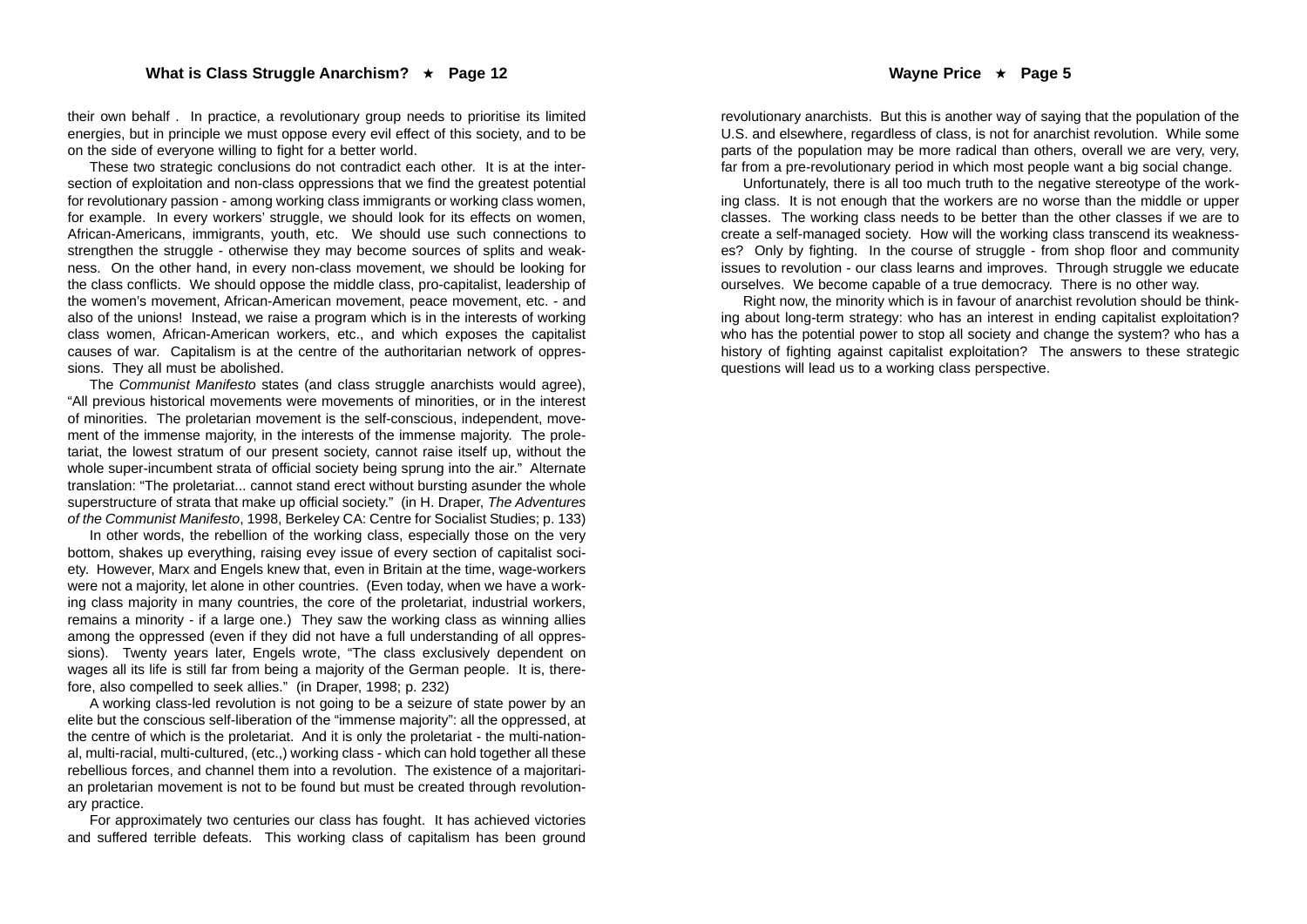their own behalf . In practice, a revolutionary group needs to prioritise its limited energies, but in principle we must oppose every evil effect of this society, and to be on the side of everyone willing to fight for a better world.

These two strategic conclusions do not contradict each other. It is at the intersection of exploitation and non-class oppressions that we find the greatest potential for revolutionary passion - among working class immigrants or working class women, for example. In every workers' struggle, we should look for its effects on women, African-Americans, immigrants, youth, etc. We should use such connections to strengthen the struggle - otherwise they may become sources of splits and weakness. On the other hand, in every non-class movement, we should be looking for the class conflicts. We should oppose the middle class, pro-capitalist, leadership of the women's movement, African-American movement, peace movement, etc. - and also of the unions! Instead, we raise a program which is in the interests of working class women, African-American workers, etc., and which exposes the capitalist causes of war. Capitalism is at the centre of the authoritarian network of oppressions. They all must be abolished.

The *Communist Manifesto* states (and class struggle anarchists would agree), "All previous historical movements were movements of minorities, or in the interest of minorities. The proletarian movement is the self-conscious, independent, movement of the immense majority, in the interests of the immense majority. The proletariat, the lowest stratum of our present society, cannot raise itself up, without the whole super-incumbent strata of official society being sprung into the air." Alternate translation: "The proletariat... cannot stand erect without bursting asunder the whole superstructure of strata that make up official society." (in H. Draper, *The Adventures of the Communist Manifesto*, 1998, Berkeley CA: Centre for Socialist Studies; p. 133)

In other words, the rebellion of the working class, especially those on the very bottom, shakes up everything, raising evey issue of every section of capitalist society. However, Marx and Engels knew that, even in Britain at the time, wage-workers were not a majority, let alone in other countries. (Even today, when we have a working class majority in many countries, the core of the proletariat, industrial workers, remains a minority - if a large one.) They saw the working class as winning allies among the oppressed (even if they did not have a full understanding of all oppressions). Twenty years later, Engels wrote, "The class exclusively dependent on wages all its life is still far from being a majority of the German people. It is, therefore, also compelled to seek allies." (in Draper, 1998; p. 232)

A working class-led revolution is not going to be a seizure of state power by an elite but the conscious self-liberation of the "immense majority": all the oppressed, at the centre of which is the proletariat. And it is only the proletariat - the multi-national, multi-racial, multi-cultured, (etc.,) working class - which can hold together all these rebellious forces, and channel them into a revolution. The existence of a majoritarian proletarian movement is not to be found but must be created through revolutionary practice.

For approximately two centuries our class has fought. It has achieved victories and suffered terrible defeats. This working class of capitalism has been ground

revolutionary anarchists. But this is another way of saying that the population of the U.S. and elsewhere, regardless of class, is not for anarchist revolution. While some parts of the population may be more radical than others, overall we are very, very, far from a pre-revolutionary period in which most people want a big social change.

Unfortunately, there is all too much truth to the negative stereotype of the working class. It is not enough that the workers are no worse than the middle or upper classes. The working class needs to be better than the other classes if we are to create a self-managed society. How will the working class transcend its weaknesses? Only by fighting. In the course of struggle - from shop floor and community issues to revolution - our class learns and improves. Through struggle we educate ourselves. We become capable of a true democracy. There is no other way.

Right now, the minority which is in favour of anarchist revolution should be thinking about long-term strategy: who has an interest in ending capitalist exploitation? who has the potential power to stop all society and change the system? who has a history of fighting against capitalist exploitation? The answers to these strategic questions will lead us to a working class perspective.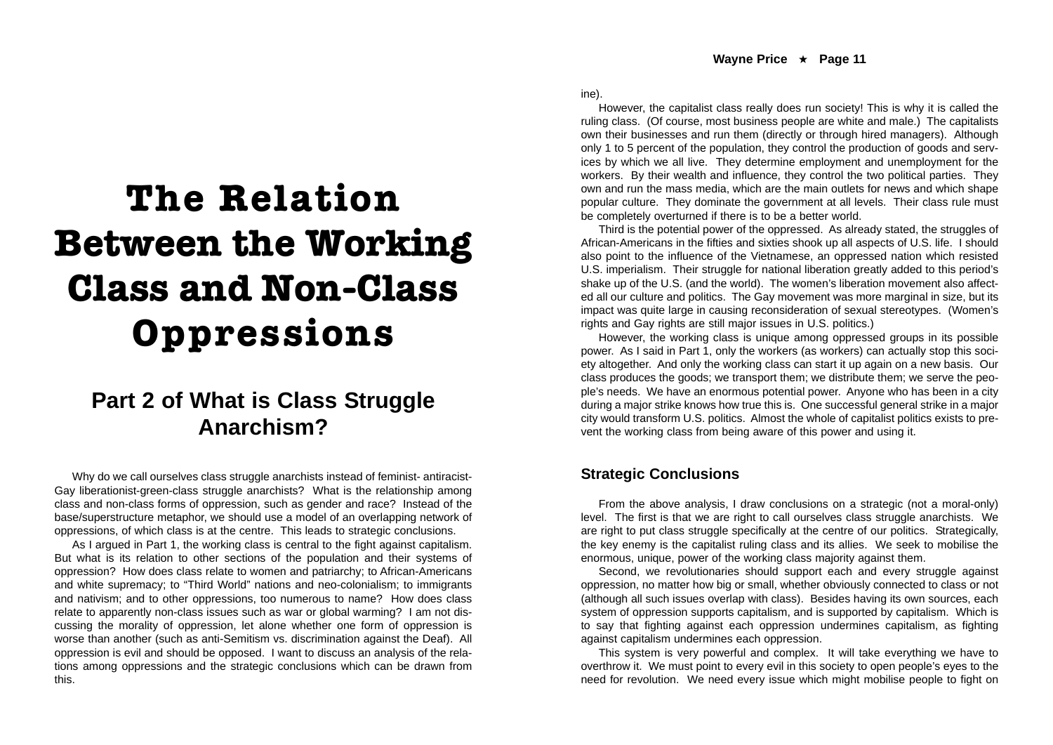# The Relation Between the Working Class and Non-Class Oppressions

## Part 2 of What is Class Struggle Anarchism?

Why do we call ourselves class struggle anarchists instead of feminist- antiracist-Gay liberationist-green-class struggle anarchists? What is the relationship among class and non-class forms of oppression, such as gender and race? Instead of the base/superstructure metaphor, we should use a model of an overlapping network of oppressions, of which class is at the centre. This leads to strategic conclusions.

As I argued in Part 1, the working class is central to the fight against capitalism. But what is its relation to other sections of the population and their systems of oppression? How does class relate to women and patriarchy; to African-Americans and white supremacy; to "Third World" nations and neo-colonialism; to immigrants and nativism; and to other oppressions, too numerous to name? How does class relate to apparently non-class issues such as war or global warming? I am not discussing the morality of oppression, let alone whether one form of oppression is worse than another (such as anti-Semitism vs. discrimination against the Deaf). All oppression is evil and should be opposed. I want to discuss an analysis of the relations among oppressions and the strategic conclusions which can be drawn from this.

ine).

However, the capitalist class really does run society! This is why it is called the ruling class. (Of course, most business people are white and male.) The capitalists own their businesses and run them (directly or through hired managers). Although only 1 to 5 percent of the population, they control the production of goods and services by which we all live. They determine employment and unemployment for the workers. By their wealth and influence, they control the two political parties. They own and run the mass media, which are the main outlets for news and which shape popular culture. They dominate the government at all levels. Their class rule must be completely overturned if there is to be a better world.

Third is the potential power of the oppressed. As already stated, the struggles of African-Americans in the fifties and sixties shook up all aspects of U.S. life. I should also point to the influence of the Vietnamese, an oppressed nation which resisted U.S. imperialism. Their struggle for national liberation greatly added to this period's shake up of the U.S. (and the world). The women's liberation movement also affected all our culture and politics. The Gay movement was more marginal in size, but its impact was quite large in causing reconsideration of sexual stereotypes. (Women's rights and Gay rights are still major issues in U.S. politics.)

However, the working class is unique among oppressed groups in its possible power. As I said in Part 1, only the workers (as workers) can actually stop this society altogether. And only the working class can start it up again on a new basis. Our class produces the goods; we transport them; we distribute them; we serve the people's needs. We have an enormous potential power. Anyone who has been in a city during a major strike knows how true this is. One successful general strike in a major city would transform U.S. politics. Almost the whole of capitalist politics exists to prevent the working class from being aware of this power and using it.

### Strategic Conclusions

From the above analysis, I draw conclusions on a strategic (not a moral-only) level. The first is that we are right to call ourselves class struggle anarchists. We are right to put class struggle specifically at the centre of our politics. Strategically, the key enemy is the capitalist ruling class and its allies. We seek to mobilise the enormous, unique, power of the working class majority against them.

Second, we revolutionaries should support each and every struggle against oppression, no matter how big or small, whether obviously connected to class or not (although all such issues overlap with class). Besides having its own sources, each system of oppression supports capitalism, and is supported by capitalism. Which is to say that fighting against each oppression undermines capitalism, as fighting against capitalism undermines each oppression.

This system is very powerful and complex. It will take everything we have to overthrow it. We must point to every evil in this society to open people's eyes to the need for revolution. We need every issue which might mobilise people to fight on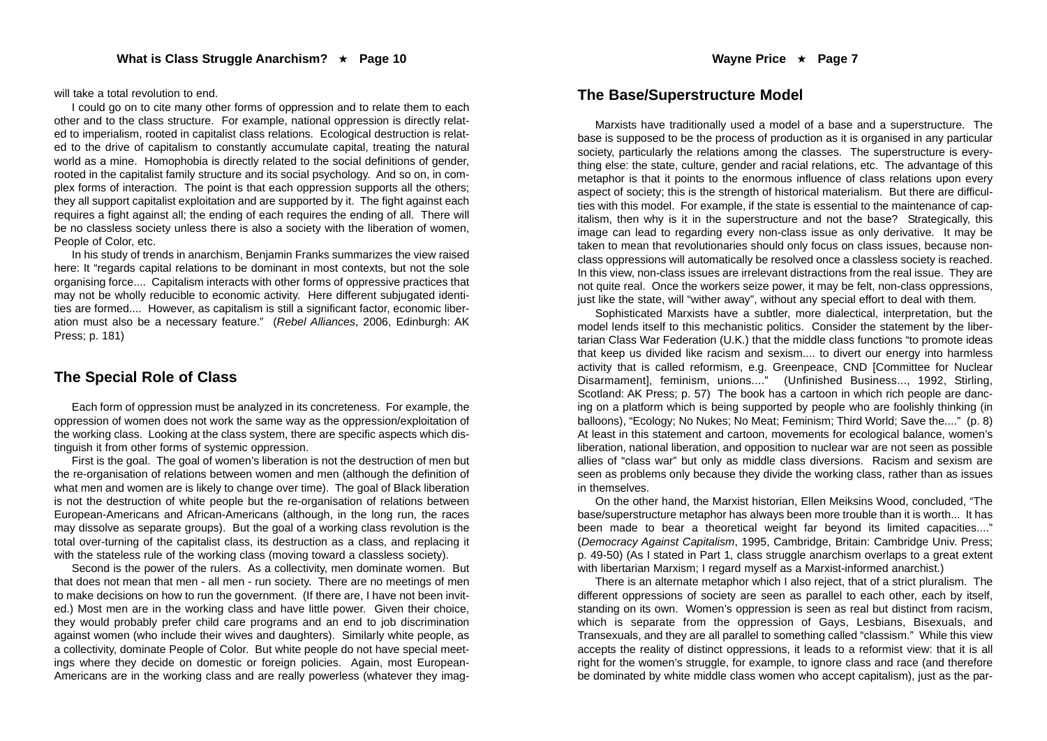will take a total revolution to end.

I could go on to cite many other forms of oppression and to relate them to each other and to the class structure. For example, national oppression is directly related to imperialism, rooted in capitalist class relations. Ecological destruction is related to the drive of capitalism to constantly accumulate capital, treating the natural world as a mine. Homophobia is directly related to the social definitions of gender, rooted in the capitalist family structure and its social psychology. And so on, in complex forms of interaction. The point is that each oppression supports all the others; they all support capitalist exploitation and are supported by it. The fight against each requires a fight against all; the ending of each requires the ending of all. There will be no classless society unless there is also a society with the liberation of women, People of Color, etc.

In his study of trends in anarchism, Benjamin Franks summarizes the view raised here: It "regards capital relations to be dominant in most contexts, but not the sole organising force.... Capitalism interacts with other forms of oppressive practices that may not be wholly reducible to economic activity. Here different subjugated identities are formed.... However, as capitalism is still a significant factor, economic liberation must also be a necessary feature." (*Rebel Alliances*, 2006, Edinburgh: AK Press; p. 181)

## The Special Role of Class

Each form of oppression must be analyzed in its concreteness. For example, the oppression of women does not work the same way as the oppression/exploitation of the working class. Looking at the class system, there are specific aspects which distinguish it from other forms of systemic oppression.

First is the goal. The goal of women's liberation is not the destruction of men but the re-organisation of relations between women and men (although the definition of what men and women are is likely to change over time). The goal of Black liberation is not the destruction of white people but the re-organisation of relations between European-Americans and African-Americans (although, in the long run, the races may dissolve as separate groups). But the goal of a working class revolution is the total over-turning of the capitalist class, its destruction as a class, and replacing it with the stateless rule of the working class (moving toward a classless society).

Second is the power of the rulers. As a collectivity, men dominate women. But that does not mean that men - all men - run society. There are no meetings of men to make decisions on how to run the government. (If there are, I have not been invited.) Most men are in the working class and have little power. Given their choice, they would probably prefer child care programs and an end to job discrimination against women (who include their wives and daughters). Similarly white people, as a collectivity, dominate People of Color. But white people do not have special meetings where they decide on domestic or foreign policies. Again, most European-Americans are in the working class and are really powerless (whatever they imag-

## The Base/Superstructure Model

Marxists have traditionally used a model of a base and a superstructure. The base is supposed to be the process of production as it is organised in any particular society, particularly the relations among the classes. The superstructure is everything else: the state, culture, gender and racial relations, etc. The advantage of this metaphor is that it points to the enormous influence of class relations upon every aspect of society; this is the strength of historical materialism. But there are difficulties with this model. For example, if the state is essential to the maintenance of capitalism, then why is it in the superstructure and not the base? Strategically, this image can lead to regarding every non-class issue as only derivative. It may be taken to mean that revolutionaries should only focus on class issues, because non-class oppressions will automatically be resolved once a classless society is reached. In this view, non-class issues are irrelevant distractions from the real issue. They are not quite real. Once the workers seize power, it may be felt, non-class oppressions, just like the state, will "wither away", without any special effort to deal with them.

Sophisticated Marxists have a subtler, more dialectical, interpretation, but the model lends itself to this mechanistic politics. Consider the statement by the libertarian Class War Federation (U.K.) that the middle class functions "to promote ideas that keep us divided like racism and sexism.... to divert our energy into harmless activity that is called reformism, e.g. Greenpeace, CND [Committee for Nuclear Disarmament], feminism, unions...." (Unfinished Business..., 1992, Stirling, Scotland: AK Press; p. 57) The book has a cartoon in which rich people are dancing on a platform which is being supported by people who are foolishly thinking (in balloons), "Ecology; No Nukes; No Meat; Feminism; Third World; Save the...." (p. 8) At least in this statement and cartoon, movements for ecological balance, women's liberation, national liberation, and opposition to nuclear war are not seen as possible allies of "class war" but only as middle class diversions. Racism and sexism are seen as problems only because they divide the working class, rather than as issues in themselves.

On the other hand, the Marxist historian, Ellen Meiksins Wood, concluded, "The base/superstructure metaphor has always been more trouble than it is worth... It has been made to bear a theoretical weight far beyond its limited capacities...." (*Democracy Against Capitalism*, 1995, Cambridge, Britain: Cambridge Univ. Press; p. 49-50) (As I stated in Part 1, class struggle anarchism overlaps to a great extent with libertarian Marxism; I regard myself as a Marxist-informed anarchist.)

There is an alternate metaphor which I also reject, that of a strict pluralism. The different oppressions of society are seen as parallel to each other, each by itself, standing on its own. Women's oppression is seen as real but distinct from racism, which is separate from the oppression of Gays, Lesbians, Bisexuals, and Transexuals, and they are all parallel to something called "classism." While this view accepts the reality of distinct oppressions, it leads to a reformist view: that it is all right for the women's struggle, for example, to ignore class and race (and therefore be dominated by white middle class women who accept capitalism), just as the par-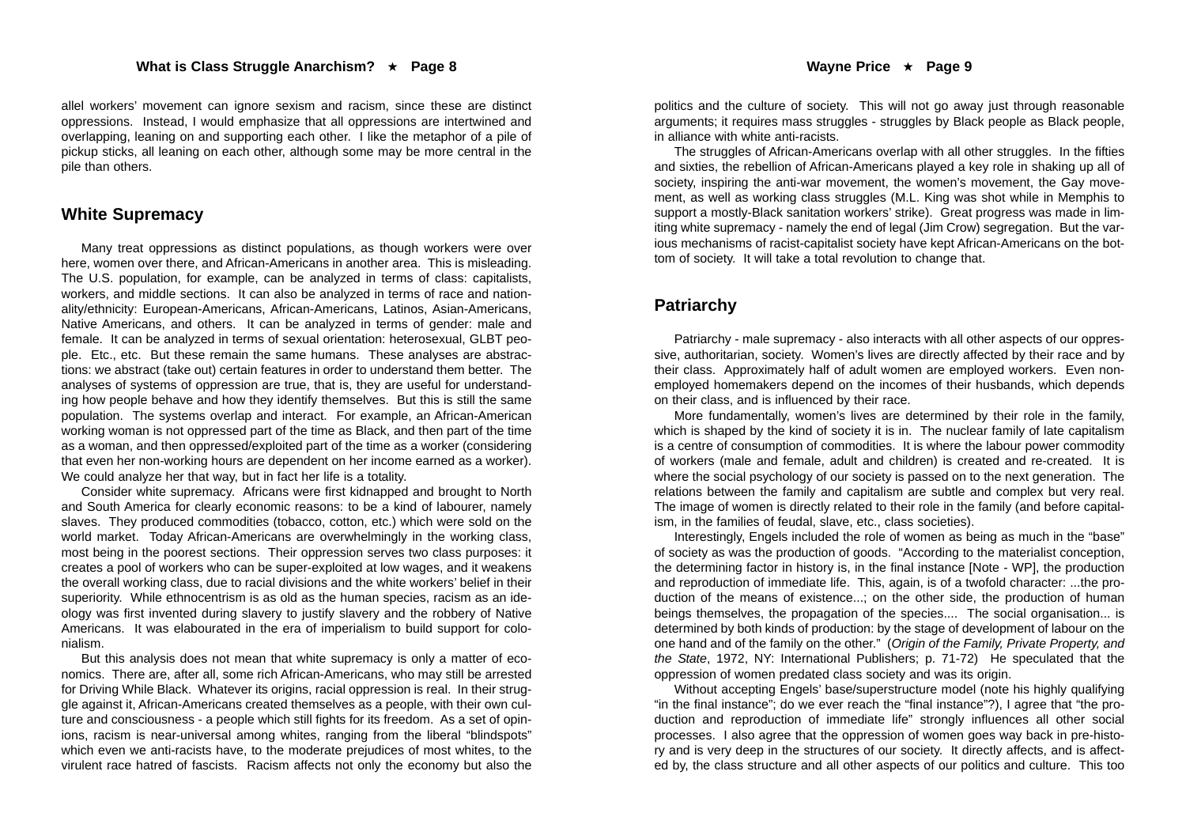allel workers' movement can ignore sexism and racism, since these are distinct oppressions. Instead, I would emphasize that all oppressions are intertwined and overlapping, leaning on and supporting each other. I like the metaphor of a pile of pickup sticks, all leaning on each other, although some may be more central in the pile than others.

## White Supremacy

Many treat oppressions as distinct populations, as though workers were over here, women over there, and African-Americans in another area. This is misleading. The U.S. population, for example, can be analyzed in terms of class: capitalists, workers, and middle sections. It can also be analyzed in terms of race and nationality/ethnicity: European-Americans, African-Americans, Latinos, Asian-Americans, Native Americans, and others. It can be analyzed in terms of gender: male and female. It can be analyzed in terms of sexual orientation: heterosexual, GLBT people. Etc., etc. But these remain the same humans. These analyses are abstractions: we abstract (take out) certain features in order to understand them better. The analyses of systems of oppression are true, that is, they are useful for understanding how people behave and how they identify themselves. But this is still the same population. The systems overlap and interact. For example, an African-American working woman is not oppressed part of the time as Black, and then part of the time as a woman, and then oppressed/exploited part of the time as a worker (considering that even her non-working hours are dependent on her income earned as a worker). We could analyze her that way, but in fact her life is a totality.

Consider white supremacy. Africans were first kidnapped and brought to North and South America for clearly economic reasons: to be a kind of labourer, namely slaves. They produced commodities (tobacco, cotton, etc.) which were sold on the world market. Today African-Americans are overwhelmingly in the working class, most being in the poorest sections. Their oppression serves two class purposes: it creates a pool of workers who can be super-exploited at low wages, and it weakens the overall working class, due to racial divisions and the white workers' belief in their superiority. While ethnocentrism is as old as the human species, racism as an ideology was first invented during slavery to justify slavery and the robbery of Native Americans. It was elabourated in the era of imperialism to build support for colonialism.

But this analysis does not mean that white supremacy is only a matter of economics. There are, after all, some rich African-Americans, who may still be arrested for Driving While Black. Whatever its origins, racial oppression is real. In their struggle against it, African-Americans created themselves as a people, with their own culture and consciousness - a people which still fights for its freedom. As a set of opinions, racism is near-universal among whites, ranging from the liberal "blindspots" which even we anti-racists have, to the moderate prejudices of most whites, to the virulent race hatred of fascists. Racism affects not only the economy but also the politics and the culture of society. This will not go away just through reasonable arguments; it requires mass struggles - struggles by Black people as Black people, in alliance with white anti-racists.

The struggles of African-Americans overlap with all other struggles. In the fifties and sixties, the rebellion of African-Americans played a key role in shaking up all of society, inspiring the anti-war movement, the women's movement, the Gay movement, as well as working class struggles (M.L. King was shot while in Memphis to support a mostly-Black sanitation workers' strike). Great progress was made in limiting white supremacy - namely the end of legal (Jim Crow) segregation. But the various mechanisms of racist-capitalist society have kept African-Americans on the bottom of society. It will take a total revolution to change that.

## Patriarchy

Patriarchy - male supremacy - also interacts with all other aspects of our oppressive, authoritarian, society. Women's lives are directly affected by their race and by their class. Approximately half of adult women are employed workers. Even non-employed homemakers depend on the incomes of their husbands, which depends on their class, and is influenced by their race.

More fundamentally, women's lives are determined by their role in the family, which is shaped by the kind of society it is in. The nuclear family of late capitalism is a centre of consumption of commodities. It is where the labour power commodity of workers (male and female, adult and children) is created and re-created. It is where the social psychology of our society is passed on to the next generation. The relations between the family and capitalism are subtle and complex but very real. The image of women is directly related to their role in the family (and before capitalism, in the families of feudal, slave, etc., class societies).

Interestingly, Engels included the role of women as being as much in the "base" of society as was the production of goods. "According to the materialist conception, the determining factor in history is, in the final instance [Note - WP], the production and reproduction of immediate life. This, again, is of a twofold character: ...the production of the means of existence...; on the other side, the production of human beings themselves, the propagation of the species.... The social organisation... is determined by both kinds of production: by the stage of development of labour on the one hand and of the family on the other." (*Origin of the Family, Private Property, and the State*, 1972, NY: International Publishers; p. 71-72) He speculated that the oppression of women predated class society and was its origin.

Without accepting Engels' base/superstructure model (note his highly qualifying "in the final instance"; do we ever reach the "final instance"?), I agree that "the production and reproduction of immediate life" strongly influences all other social processes. I also agree that the oppression of women goes way back in pre-history and is very deep in the structures of our society. It directly affects, and is affected by, the class structure and all other aspects of our politics and culture. This too